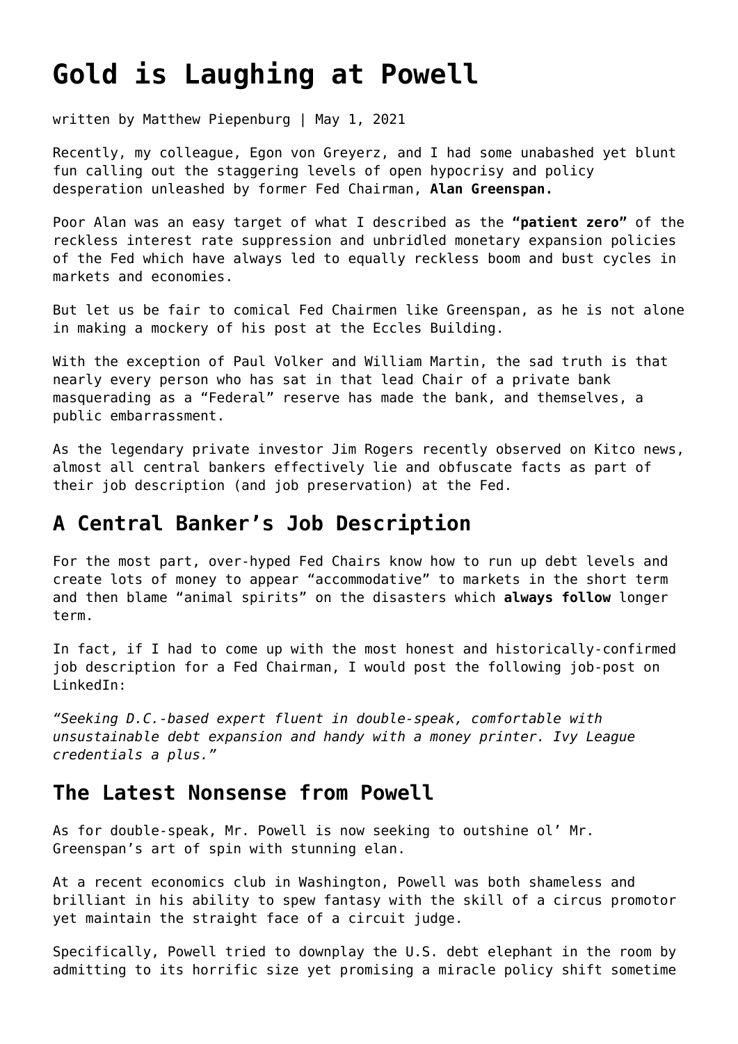# Gold is Laughing at Powell

written by Matthew Piepenburg | May 1, 2021

Recently, my colleague, Egon von Greyerz, and I had some unabashed yet blunt fun calling out the staggering levels of open hypocrisy and policy desperation unleashed by former Fed Chairman, **Alan Greenspan.**

Poor Alan was an easy target of what I described as the **"patient zero"** of the reckless interest rate suppression and unbridled monetary expansion policies of the Fed which have always led to equally reckless boom and bust cycles in markets and economies.

But let us be fair to comical Fed Chairmen like Greenspan, as he is not alone in making a mockery of his post at the Eccles Building.

With the exception of Paul Volker and William Martin, the sad truth is that nearly every person who has sat in that lead Chair of a private bank masquerading as a "Federal" reserve has made the bank, and themselves, a public embarrassment.

As the legendary private investor Jim Rogers recently observed on Kitco news, almost all central bankers effectively lie and obfuscate facts as part of their job description (and job preservation) at the Fed.

## A Central Banker's Job Description

For the most part, over-hyped Fed Chairs know how to run up debt levels and create lots of money to appear "accommodative" to markets in the short term and then blame "animal spirits" on the disasters which **always follow** longer term.

In fact, if I had to come up with the most honest and historically-confirmed job description for a Fed Chairman, I would post the following job-post on LinkedIn:

*"Seeking D.C.-based expert fluent in double-speak, comfortable with unsustainable debt expansion and handy with a money printer. Ivy League credentials a plus."*

## The Latest Nonsense from Powell

As for double-speak, Mr. Powell is now seeking to outshine ol' Mr. Greenspan's art of spin with stunning elan.

At a recent economics club in Washington, Powell was both shameless and brilliant in his ability to spew fantasy with the skill of a circus promotor yet maintain the straight face of a circuit judge.

Specifically, Powell tried to downplay the U.S. debt elephant in the room by admitting to its horrific size yet promising a miracle policy shift sometime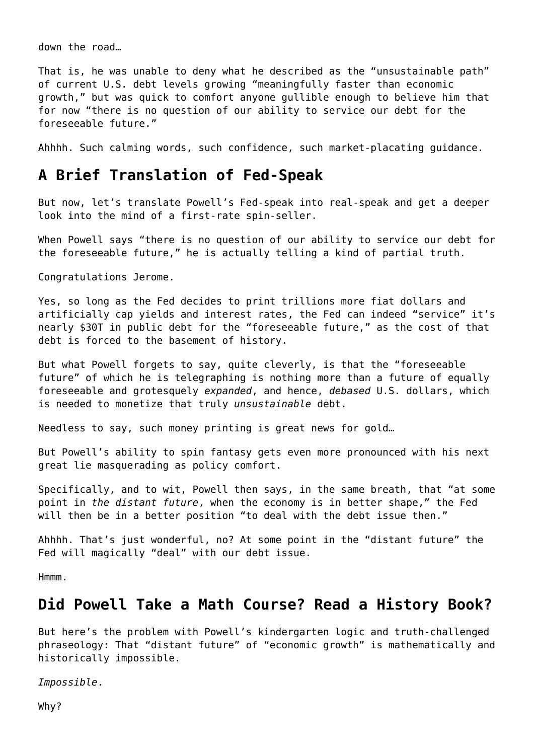down the road…

That is, he was unable to deny what he described as the "unsustainable path" of current U.S. debt levels growing "meaningfully faster than economic growth," but was quick to comfort anyone gullible enough to believe him that for now "there is no question of our ability to service our debt for the foreseeable future."

Ahhhh. Such calming words, such confidence, such market-placating guidance.

## A Brief Translation of Fed-Speak

But now, let's translate Powell's Fed-speak into real-speak and get a deeper look into the mind of a first-rate spin-seller.

When Powell says "there is no question of our ability to service our debt for the foreseeable future," he is actually telling a kind of partial truth.

Congratulations Jerome.

Yes, so long as the Fed decides to print trillions more fiat dollars and artificially cap yields and interest rates, the Fed can indeed "service" it's nearly $30T in public debt for the "foreseeable future," as the cost of that debt is forced to the basement of history.

But what Powell forgets to say, quite cleverly, is that the "foreseeable future" of which he is telegraphing is nothing more than a future of equally foreseeable and grotesquely *expanded*, and hence, *debased* U.S. dollars, which is needed to monetize that truly *unsustainable* debt.

Needless to say, such money printing is great news for gold…

But Powell's ability to spin fantasy gets even more pronounced with his next great lie masquerading as policy comfort.

Specifically, and to wit, Powell then says, in the same breath, that "at some point in *the distant future*, when the economy is in better shape," the Fed will then be in a better position "to deal with the debt issue then."

Ahhhh. That's just wonderful, no? At some point in the "distant future" the Fed will magically "deal" with our debt issue.

Hmmm.

## Did Powell Take a Math Course? Read a History Book?

But here's the problem with Powell's kindergarten logic and truth-challenged phraseology: That "distant future" of "economic growth" is mathematically and historically impossible.

*Impossible*.

Why?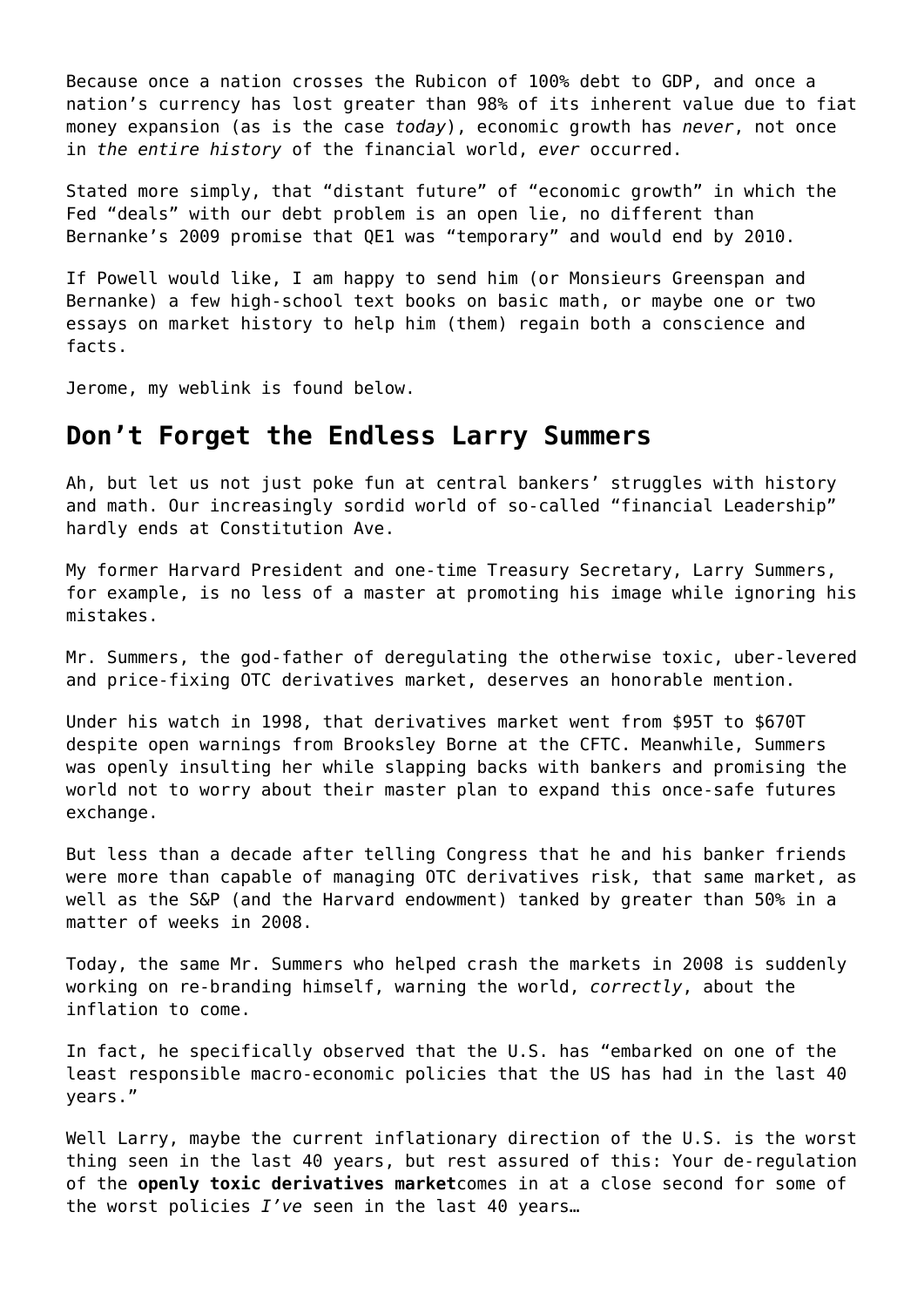Because once a nation crosses the Rubicon of 100% debt to GDP, and once a nation's currency has lost greater than 98% of its inherent value due to fiat money expansion (as is the case *today*), economic growth has *never*, not once in *the entire history* of the financial world, *ever* occurred.

Stated more simply, that "distant future" of "economic growth" in which the Fed "deals" with our debt problem is an open lie, no different than Bernanke's 2009 promise that QE1 was "temporary" and would end by 2010.

If Powell would like, I am happy to send him (or Monsieurs Greenspan and Bernanke) a few high-school text books on basic math, or maybe one or two essays on market history to help him (them) regain both a conscience and facts.

Jerome, my weblink is found below.

## Don't Forget the Endless Larry Summers

Ah, but let us not just poke fun at central bankers' struggles with history and math. Our increasingly sordid world of so-called "financial Leadership" hardly ends at Constitution Ave.

My former Harvard President and one-time Treasury Secretary, Larry Summers, for example, is no less of a master at promoting his image while ignoring his mistakes.

Mr. Summers, the god-father of deregulating the otherwise toxic, uber-levered and price-fixing OTC derivatives market, deserves an honorable mention.

Under his watch in 1998, that derivatives market went from $95T to $670T despite open warnings from Brooksley Borne at the CFTC. Meanwhile, Summers was openly insulting her while slapping backs with bankers and promising the world not to worry about their master plan to expand this once-safe futures exchange.

But less than a decade after telling Congress that he and his banker friends were more than capable of managing OTC derivatives risk, that same market, as well as the S&P (and the Harvard endowment) tanked by greater than 50% in a matter of weeks in 2008.

Today, the same Mr. Summers who helped crash the markets in 2008 is suddenly working on re-branding himself, warning the world, *correctly*, about the inflation to come.

In fact, he specifically observed that the U.S. has "embarked on one of the least responsible macro-economic policies that the US has had in the last 40 years."

Well Larry, maybe the current inflationary direction of the U.S. is the worst thing seen in the last 40 years, but rest assured of this: Your de-regulation of the **openly toxic derivatives market**comes in at a close second for some of the worst policies *I've* seen in the last 40 years…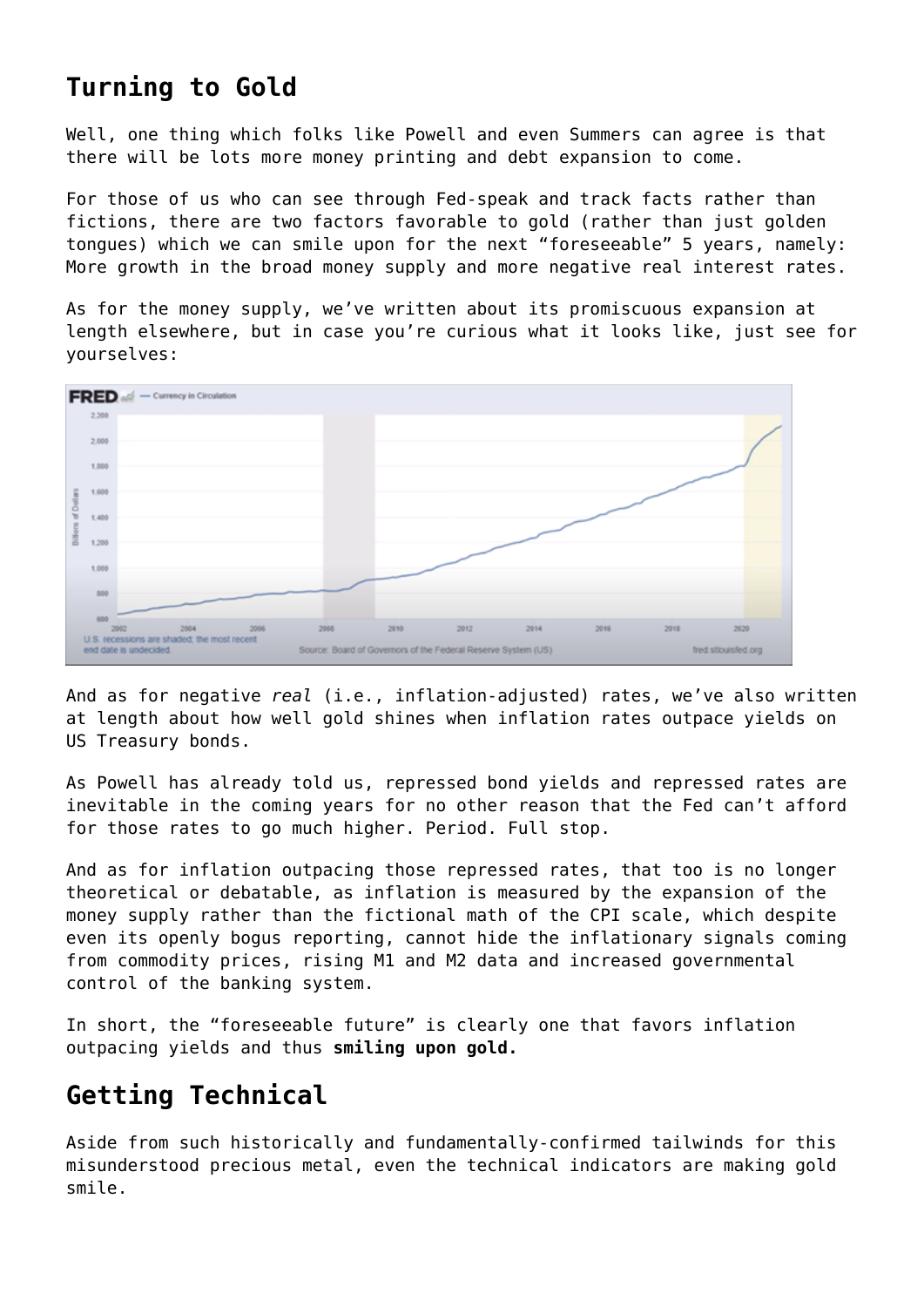## Turning to Gold

Well, one thing which folks like Powell and even Summers can agree is that there will be lots more money printing and debt expansion to come.

For those of us who can see through Fed-speak and track facts rather than fictions, there are two factors favorable to gold (rather than just golden tongues) which we can smile upon for the next "foreseeable" 5 years, namely: More growth in the broad money supply and more negative real interest rates.

As for the money supply, we've written about its promiscuous expansion at length elsewhere, but in case you're curious what it looks like, just see for yourselves:

And as for negative *real* (i.e., inflation-adjusted) rates, we've also written at length about how well gold shines when inflation rates outpace yields on US Treasury bonds.

As Powell has already told us, repressed bond yields and repressed rates are inevitable in the coming years for no other reason that the Fed can't afford for those rates to go much higher. Period. Full stop.

And as for inflation outpacing those repressed rates, that too is no longer theoretical or debatable, as inflation is measured by the expansion of the money supply rather than the fictional math of the CPI scale, which despite even its openly bogus reporting, cannot hide the inflationary signals coming from commodity prices, rising M1 and M2 data and increased governmental control of the banking system.

In short, the "foreseeable future" is clearly one that favors inflation outpacing yields and thus **smiling upon gold.**

## Getting Technical

Aside from such historically and fundamentally-confirmed tailwinds for this misunderstood precious metal, even the technical indicators are making gold smile.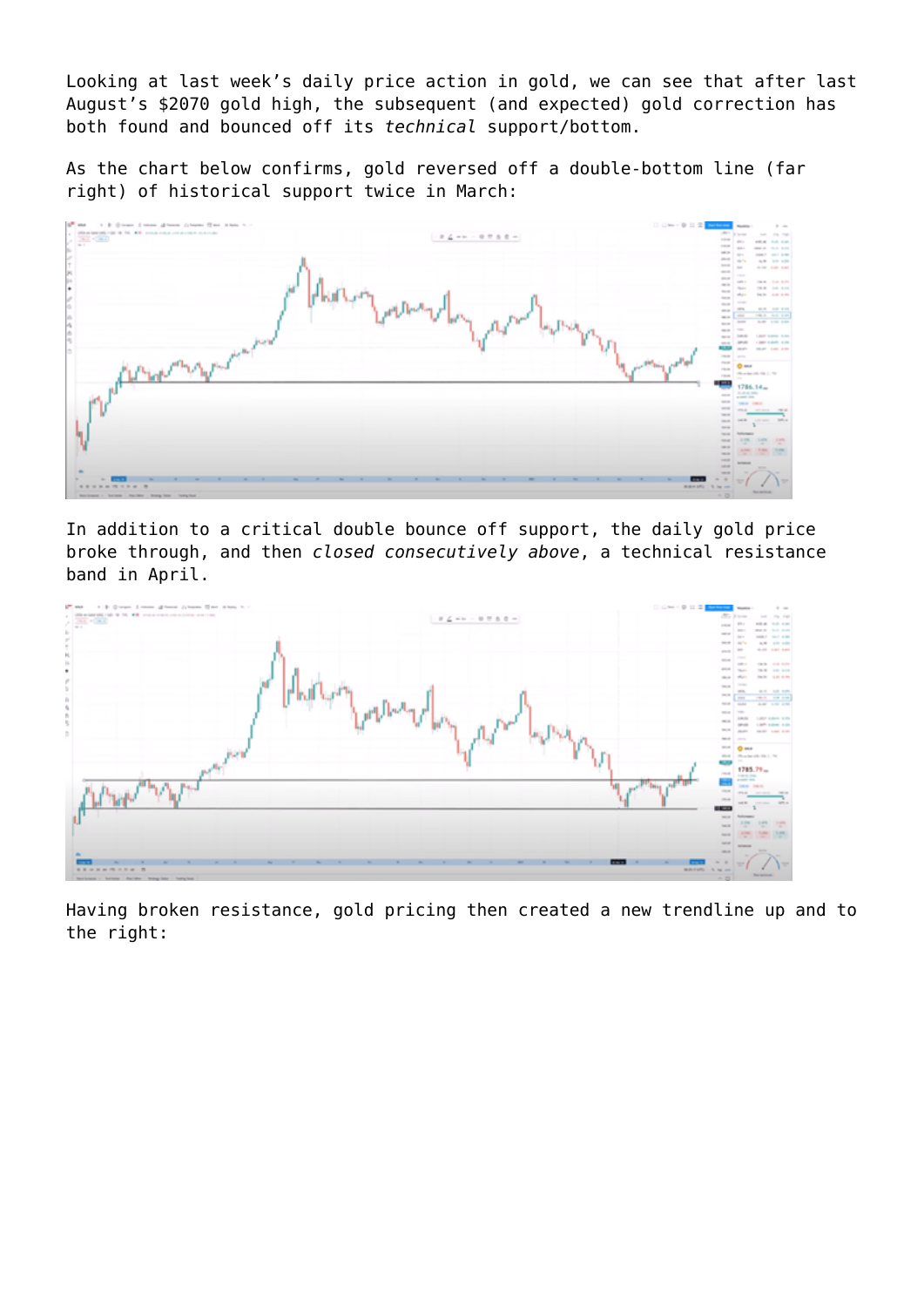Looking at last week's daily price action in gold, we can see that after last August's $2070 gold high, the subsequent (and expected) gold correction has both found and bounced off its *technical* support/bottom.

As the chart below confirms, gold reversed off a double-bottom line (far right) of historical support twice in March:

In addition to a critical double bounce off support, the daily gold price broke through, and then *closed consecutively above*, a technical resistance band in April.

Having broken resistance, gold pricing then created a new trendline up and to the right: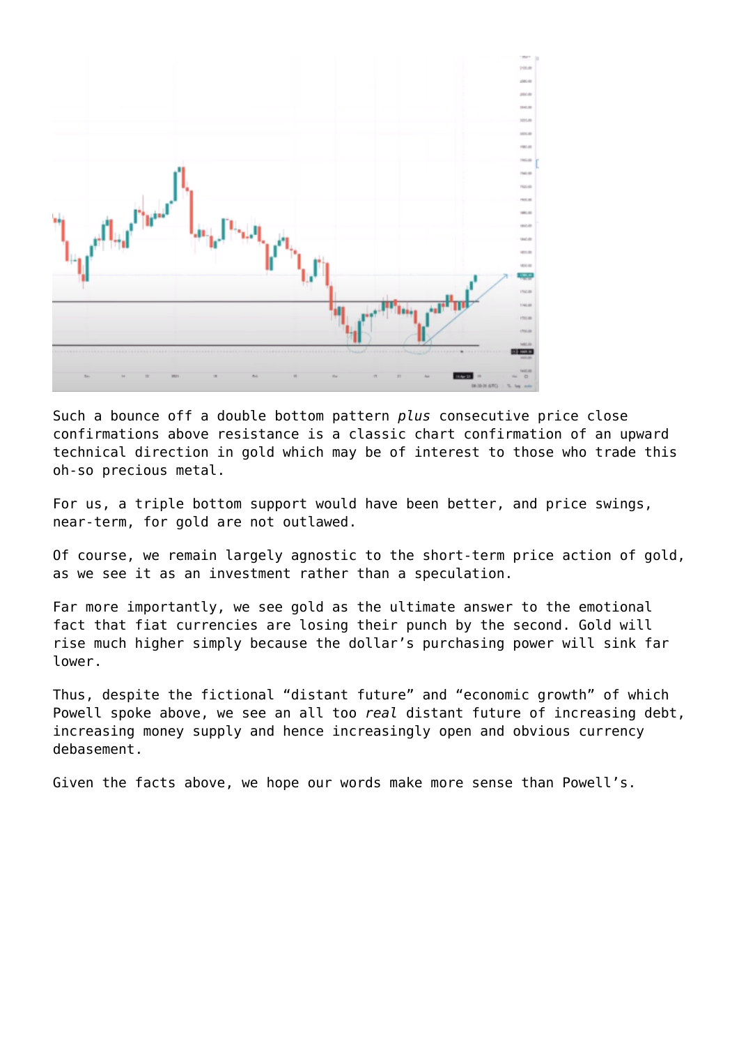Such a bounce off a double bottom pattern *plus* consecutive price close confirmations above resistance is a classic chart confirmation of an upward technical direction in gold which may be of interest to those who trade this oh-so precious metal.

For us, a triple bottom support would have been better, and price swings, near-term, for gold are not outlawed.

Of course, we remain largely agnostic to the short-term price action of gold, as we see it as an investment rather than a speculation.

Far more importantly, we see gold as the ultimate answer to the emotional fact that fiat currencies are losing their punch by the second. Gold will rise much higher simply because the dollar's purchasing power will sink far lower.

Thus, despite the fictional "distant future" and "economic growth" of which Powell spoke above, we see an all too *real* distant future of increasing debt, increasing money supply and hence increasingly open and obvious currency debasement.

Given the facts above, we hope our words make more sense than Powell's.